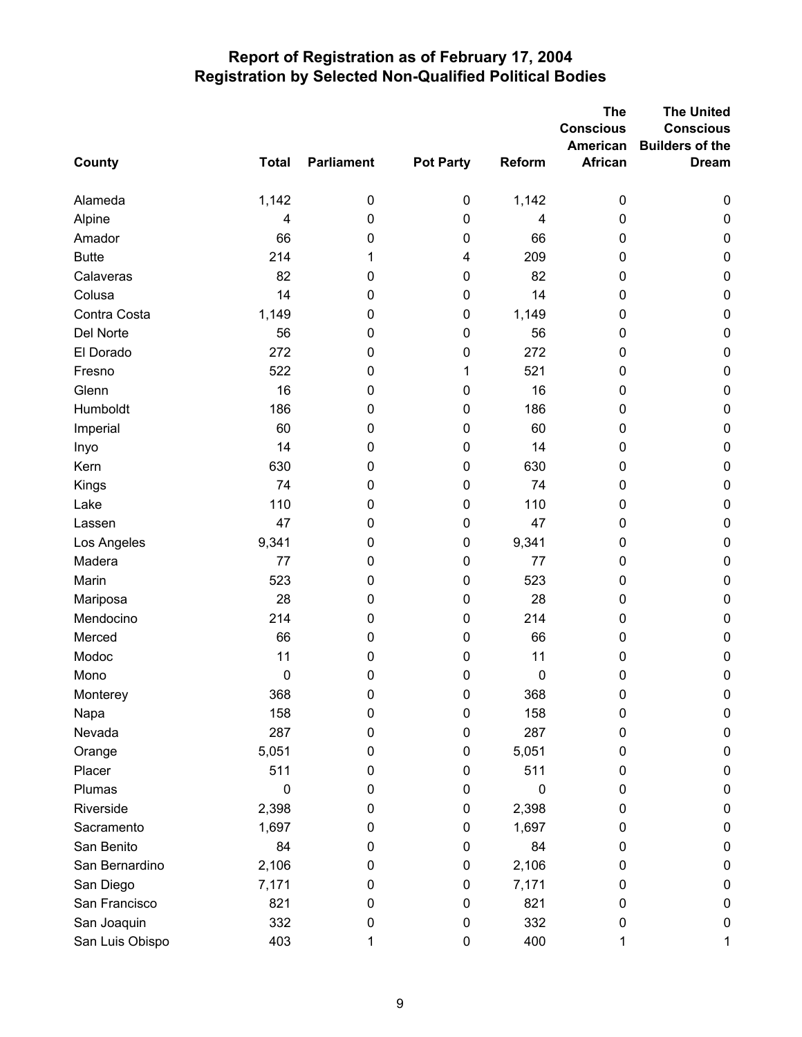# Report of Registration as of February 17, 2004
## Registration by Selected Non-Qualified Political Bodies

| County | Total | Parliament | Pot Party | Reform | The Conscious American African | The United Conscious Builders of the Dream |
|---|---|---|---|---|---|---|
| Alameda | 1,142 | 0 | 0 | 1,142 | 0 | 0 |
| Alpine | 4 | 0 | 0 | 4 | 0 | 0 |
| Amador | 66 | 0 | 0 | 66 | 0 | 0 |
| Butte | 214 | 1 | 4 | 209 | 0 | 0 |
| Calaveras | 82 | 0 | 0 | 82 | 0 | 0 |
| Colusa | 14 | 0 | 0 | 14 | 0 | 0 |
| Contra Costa | 1,149 | 0 | 0 | 1,149 | 0 | 0 |
| Del Norte | 56 | 0 | 0 | 56 | 0 | 0 |
| El Dorado | 272 | 0 | 0 | 272 | 0 | 0 |
| Fresno | 522 | 0 | 1 | 521 | 0 | 0 |
| Glenn | 16 | 0 | 0 | 16 | 0 | 0 |
| Humboldt | 186 | 0 | 0 | 186 | 0 | 0 |
| Imperial | 60 | 0 | 0 | 60 | 0 | 0 |
| Inyo | 14 | 0 | 0 | 14 | 0 | 0 |
| Kern | 630 | 0 | 0 | 630 | 0 | 0 |
| Kings | 74 | 0 | 0 | 74 | 0 | 0 |
| Lake | 110 | 0 | 0 | 110 | 0 | 0 |
| Lassen | 47 | 0 | 0 | 47 | 0 | 0 |
| Los Angeles | 9,341 | 0 | 0 | 9,341 | 0 | 0 |
| Madera | 77 | 0 | 0 | 77 | 0 | 0 |
| Marin | 523 | 0 | 0 | 523 | 0 | 0 |
| Mariposa | 28 | 0 | 0 | 28 | 0 | 0 |
| Mendocino | 214 | 0 | 0 | 214 | 0 | 0 |
| Merced | 66 | 0 | 0 | 66 | 0 | 0 |
| Modoc | 11 | 0 | 0 | 11 | 0 | 0 |
| Mono | 0 | 0 | 0 | 0 | 0 | 0 |
| Monterey | 368 | 0 | 0 | 368 | 0 | 0 |
| Napa | 158 | 0 | 0 | 158 | 0 | 0 |
| Nevada | 287 | 0 | 0 | 287 | 0 | 0 |
| Orange | 5,051 | 0 | 0 | 5,051 | 0 | 0 |
| Placer | 511 | 0 | 0 | 511 | 0 | 0 |
| Plumas | 0 | 0 | 0 | 0 | 0 | 0 |
| Riverside | 2,398 | 0 | 0 | 2,398 | 0 | 0 |
| Sacramento | 1,697 | 0 | 0 | 1,697 | 0 | 0 |
| San Benito | 84 | 0 | 0 | 84 | 0 | 0 |
| San Bernardino | 2,106 | 0 | 0 | 2,106 | 0 | 0 |
| San Diego | 7,171 | 0 | 0 | 7,171 | 0 | 0 |
| San Francisco | 821 | 0 | 0 | 821 | 0 | 0 |
| San Joaquin | 332 | 0 | 0 | 332 | 0 | 0 |
| San Luis Obispo | 403 | 1 | 0 | 400 | 1 | 1 |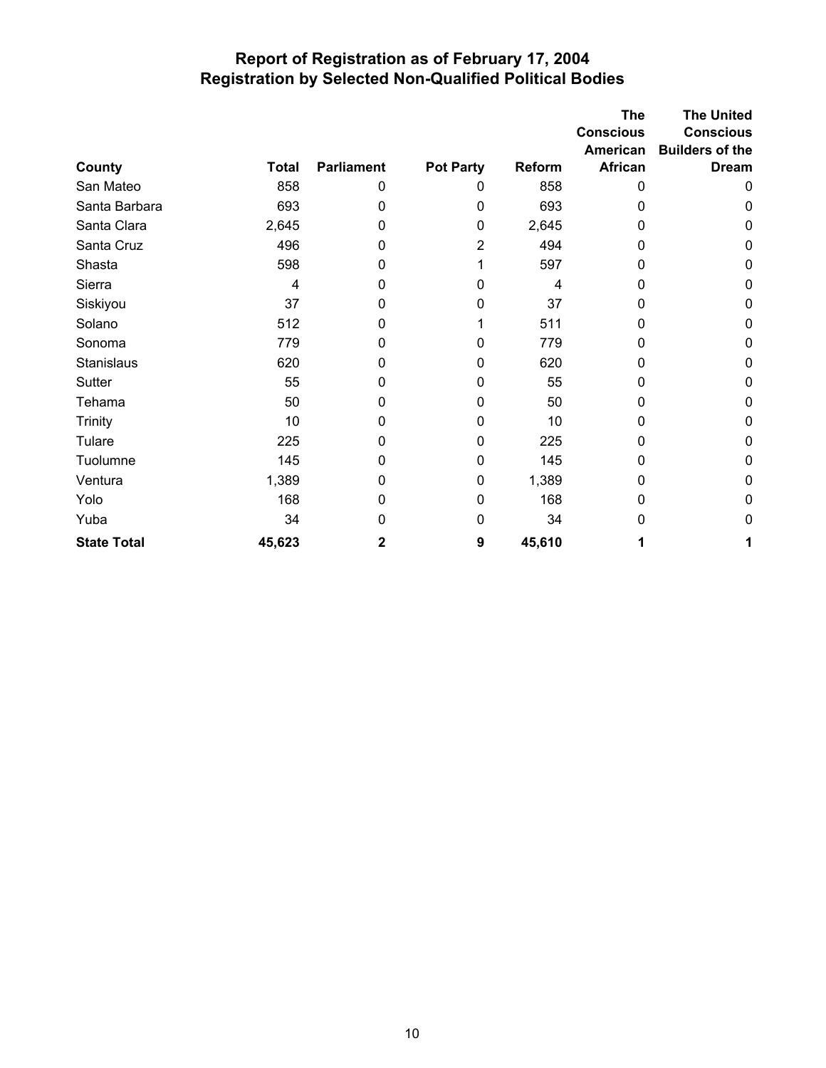# Report of Registration as of February 17, 2004
## Registration by Selected Non-Qualified Political Bodies

| County | Total | Parliament | Pot Party | Reform | The Conscious American African | The United Conscious Builders of the Dream |
|---|---|---|---|---|---|---|
| San Mateo | 858 | 0 | 0 | 858 | 0 | 0 |
| Santa Barbara | 693 | 0 | 0 | 693 | 0 | 0 |
| Santa Clara | 2,645 | 0 | 0 | 2,645 | 0 | 0 |
| Santa Cruz | 496 | 0 | 2 | 494 | 0 | 0 |
| Shasta | 598 | 0 | 1 | 597 | 0 | 0 |
| Sierra | 4 | 0 | 0 | 4 | 0 | 0 |
| Siskiyou | 37 | 0 | 0 | 37 | 0 | 0 |
| Solano | 512 | 0 | 1 | 511 | 0 | 0 |
| Sonoma | 779 | 0 | 0 | 779 | 0 | 0 |
| Stanislaus | 620 | 0 | 0 | 620 | 0 | 0 |
| Sutter | 55 | 0 | 0 | 55 | 0 | 0 |
| Tehama | 50 | 0 | 0 | 50 | 0 | 0 |
| Trinity | 10 | 0 | 0 | 10 | 0 | 0 |
| Tulare | 225 | 0 | 0 | 225 | 0 | 0 |
| Tuolumne | 145 | 0 | 0 | 145 | 0 | 0 |
| Ventura | 1,389 | 0 | 0 | 1,389 | 0 | 0 |
| Yolo | 168 | 0 | 0 | 168 | 0 | 0 |
| Yuba | 34 | 0 | 0 | 34 | 0 | 0 |
| **State Total** | **45,623** | **2** | **9** | **45,610** | **1** | **1** |